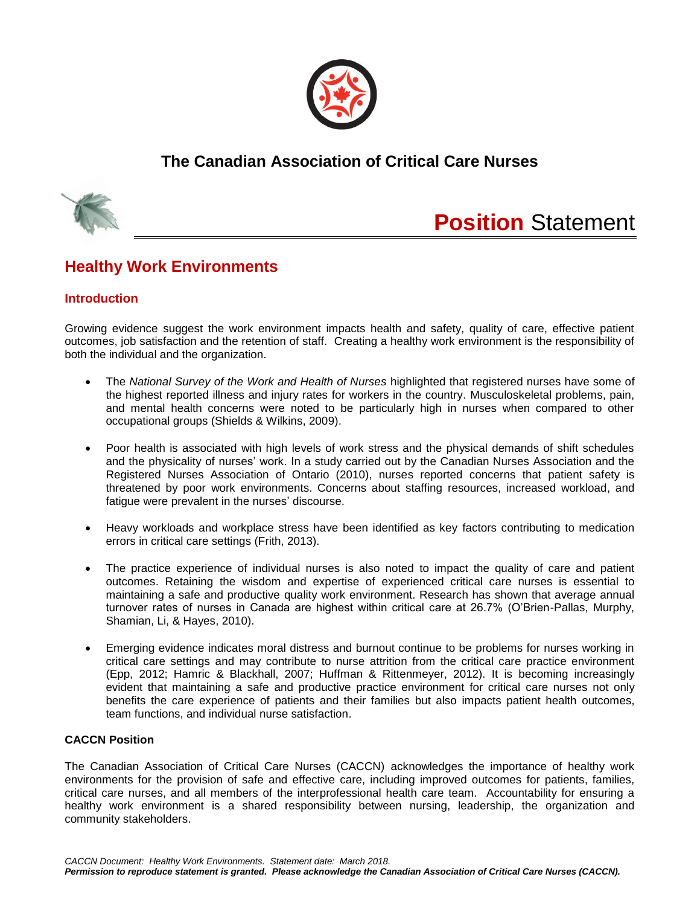# The Canadian Association of Critical Care Nurses

## Position Statement

## Healthy Work Environments

### Introduction

Growing evidence suggest the work environment impacts health and safety, quality of care, effective patient outcomes, job satisfaction and the retention of staff. Creating a healthy work environment is the responsibility of both the individual and the organization.

- The *National Survey of the Work and Health of Nurses* highlighted that registered nurses have some of the highest reported illness and injury rates for workers in the country. Musculoskeletal problems, pain, and mental health concerns were noted to be particularly high in nurses when compared to other occupational groups (Shields & Wilkins, 2009).

- Poor health is associated with high levels of work stress and the physical demands of shift schedules and the physicality of nurses' work. In a study carried out by the Canadian Nurses Association and the Registered Nurses Association of Ontario (2010), nurses reported concerns that patient safety is threatened by poor work environments. Concerns about staffing resources, increased workload, and fatigue were prevalent in the nurses' discourse.

- Heavy workloads and workplace stress have been identified as key factors contributing to medication errors in critical care settings (Frith, 2013).

- The practice experience of individual nurses is also noted to impact the quality of care and patient outcomes. Retaining the wisdom and expertise of experienced critical care nurses is essential to maintaining a safe and productive quality work environment. Research has shown that average annual turnover rates of nurses in Canada are highest within critical care at 26.7% (O'Brien-Pallas, Murphy, Shamian, Li, & Hayes, 2010).

- Emerging evidence indicates moral distress and burnout continue to be problems for nurses working in critical care settings and may contribute to nurse attrition from the critical care practice environment (Epp, 2012; Hamric & Blackhall, 2007; Huffman & Rittenmeyer, 2012). It is becoming increasingly evident that maintaining a safe and productive practice environment for critical care nurses not only benefits the care experience of patients and their families but also impacts patient health outcomes, team functions, and individual nurse satisfaction.

**CACCN Position**

The Canadian Association of Critical Care Nurses (CACCN) acknowledges the importance of healthy work environments for the provision of safe and effective care, including improved outcomes for patients, families, critical care nurses, and all members of the interprofessional health care team. Accountability for ensuring a healthy work environment is a shared responsibility between nursing, leadership, the organization and community stakeholders.

*CACCN Document: Healthy Work Environments. Statement date: March 2018.*
***Permission to reproduce statement is granted. Please acknowledge the Canadian Association of Critical Care Nurses (CACCN).***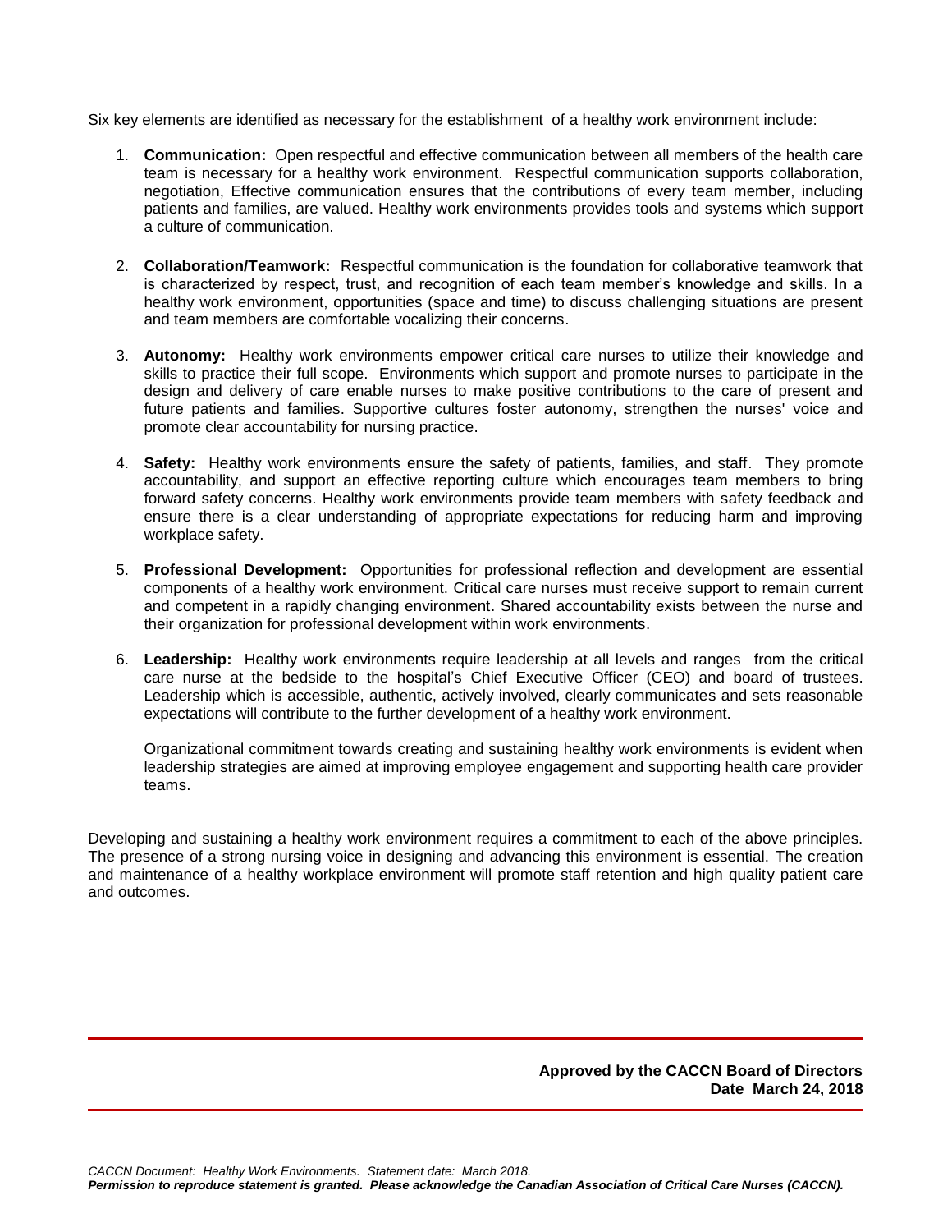Six key elements are identified as necessary for the establishment of a healthy work environment include:

1. **Communication:** Open respectful and effective communication between all members of the health care team is necessary for a healthy work environment. Respectful communication supports collaboration, negotiation, Effective communication ensures that the contributions of every team member, including patients and families, are valued. Healthy work environments provides tools and systems which support a culture of communication.

2. **Collaboration/Teamwork:** Respectful communication is the foundation for collaborative teamwork that is characterized by respect, trust, and recognition of each team member's knowledge and skills. In a healthy work environment, opportunities (space and time) to discuss challenging situations are present and team members are comfortable vocalizing their concerns.

3. **Autonomy:** Healthy work environments empower critical care nurses to utilize their knowledge and skills to practice their full scope. Environments which support and promote nurses to participate in the design and delivery of care enable nurses to make positive contributions to the care of present and future patients and families. Supportive cultures foster autonomy, strengthen the nurses' voice and promote clear accountability for nursing practice.

4. **Safety:** Healthy work environments ensure the safety of patients, families, and staff. They promote accountability, and support an effective reporting culture which encourages team members to bring forward safety concerns. Healthy work environments provide team members with safety feedback and ensure there is a clear understanding of appropriate expectations for reducing harm and improving workplace safety.

5. **Professional Development:** Opportunities for professional reflection and development are essential components of a healthy work environment. Critical care nurses must receive support to remain current and competent in a rapidly changing environment. Shared accountability exists between the nurse and their organization for professional development within work environments.

6. **Leadership:** Healthy work environments require leadership at all levels and ranges from the critical care nurse at the bedside to the hospital's Chief Executive Officer (CEO) and board of trustees. Leadership which is accessible, authentic, actively involved, clearly communicates and sets reasonable expectations will contribute to the further development of a healthy work environment.

   Organizational commitment towards creating and sustaining healthy work environments is evident when leadership strategies are aimed at improving employee engagement and supporting health care provider teams.

Developing and sustaining a healthy work environment requires a commitment to each of the above principles. The presence of a strong nursing voice in designing and advancing this environment is essential. The creation and maintenance of a healthy workplace environment will promote staff retention and high quality patient care and outcomes.

---

**Approved by the CACCN Board of Directors**
**Date March 24, 2018**

---

*CACCN Document: Healthy Work Environments. Statement date: March 2018.*
***Permission to reproduce statement is granted. Please acknowledge the Canadian Association of Critical Care Nurses (CACCN).***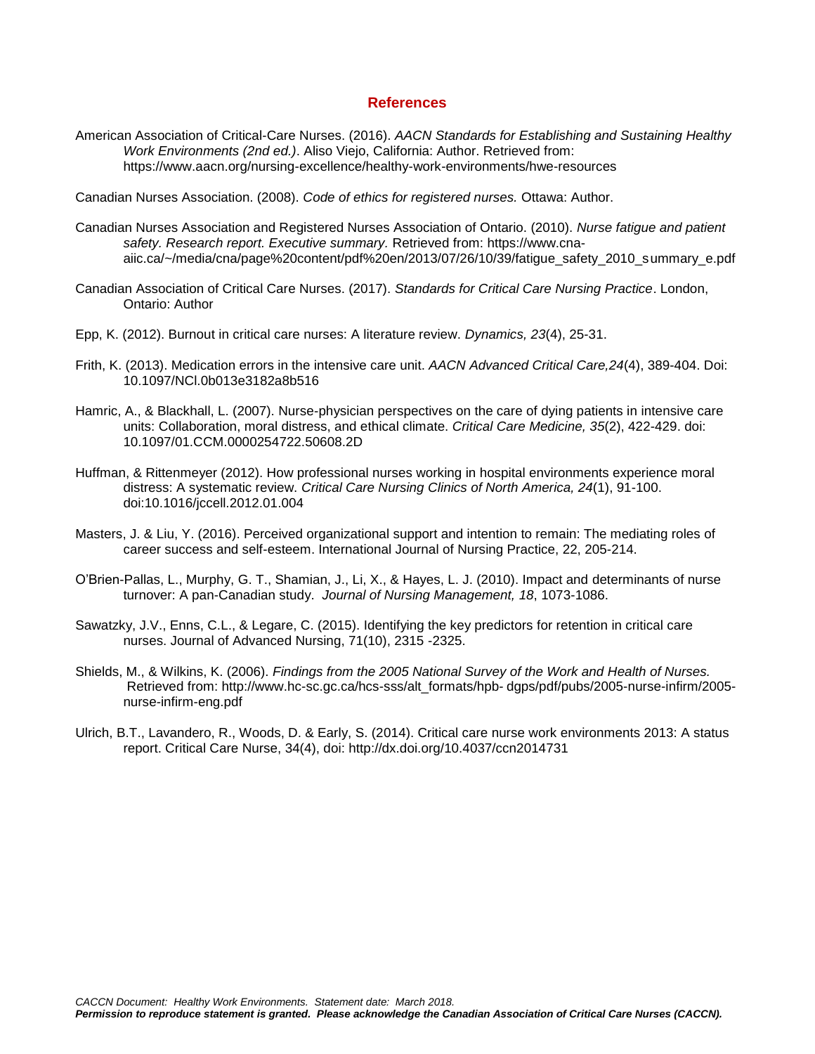## References

American Association of Critical-Care Nurses. (2016). *AACN Standards for Establishing and Sustaining Healthy Work Environments (2nd ed.)*. Aliso Viejo, California: Author. Retrieved from: https://www.aacn.org/nursing-excellence/healthy-work-environments/hwe-resources

Canadian Nurses Association. (2008). *Code of ethics for registered nurses.* Ottawa: Author.

Canadian Nurses Association and Registered Nurses Association of Ontario. (2010). *Nurse fatigue and patient safety. Research report. Executive summary.* Retrieved from: https://www.cna-aiic.ca/~/media/cna/page%20content/pdf%20en/2013/07/26/10/39/fatigue_safety_2010_summary_e.pdf

Canadian Association of Critical Care Nurses. (2017). *Standards for Critical Care Nursing Practice*. London, Ontario: Author

Epp, K. (2012). Burnout in critical care nurses: A literature review. *Dynamics, 23*(4), 25-31.

Frith, K. (2013). Medication errors in the intensive care unit. *AACN Advanced Critical Care,24*(4), 389-404. Doi: 10.1097/NCl.0b013e3182a8b516

Hamric, A., & Blackhall, L. (2007). Nurse-physician perspectives on the care of dying patients in intensive care units: Collaboration, moral distress, and ethical climate. *Critical Care Medicine, 35*(2), 422-429. doi: 10.1097/01.CCM.0000254722.50608.2D

Huffman, & Rittenmeyer (2012). How professional nurses working in hospital environments experience moral distress: A systematic review. *Critical Care Nursing Clinics of North America, 24*(1), 91-100. doi:10.1016/jccell.2012.01.004

Masters, J. & Liu, Y. (2016). Perceived organizational support and intention to remain: The mediating roles of career success and self-esteem. International Journal of Nursing Practice, 22, 205-214.

O'Brien-Pallas, L., Murphy, G. T., Shamian, J., Li, X., & Hayes, L. J. (2010). Impact and determinants of nurse turnover: A pan-Canadian study. *Journal of Nursing Management, 18*, 1073-1086.

Sawatzky, J.V., Enns, C.L., & Legare, C. (2015). Identifying the key predictors for retention in critical care nurses. Journal of Advanced Nursing, 71(10), 2315 -2325.

Shields, M., & Wilkins, K. (2006). *Findings from the 2005 National Survey of the Work and Health of Nurses.* Retrieved from: http://www.hc-sc.gc.ca/hcs-sss/alt_formats/hpb- dgps/pdf/pubs/2005-nurse-infirm/2005-nurse-infirm-eng.pdf

Ulrich, B.T., Lavandero, R., Woods, D. & Early, S. (2014). Critical care nurse work environments 2013: A status report. Critical Care Nurse, 34(4), doi: http://dx.doi.org/10.4037/ccn2014731